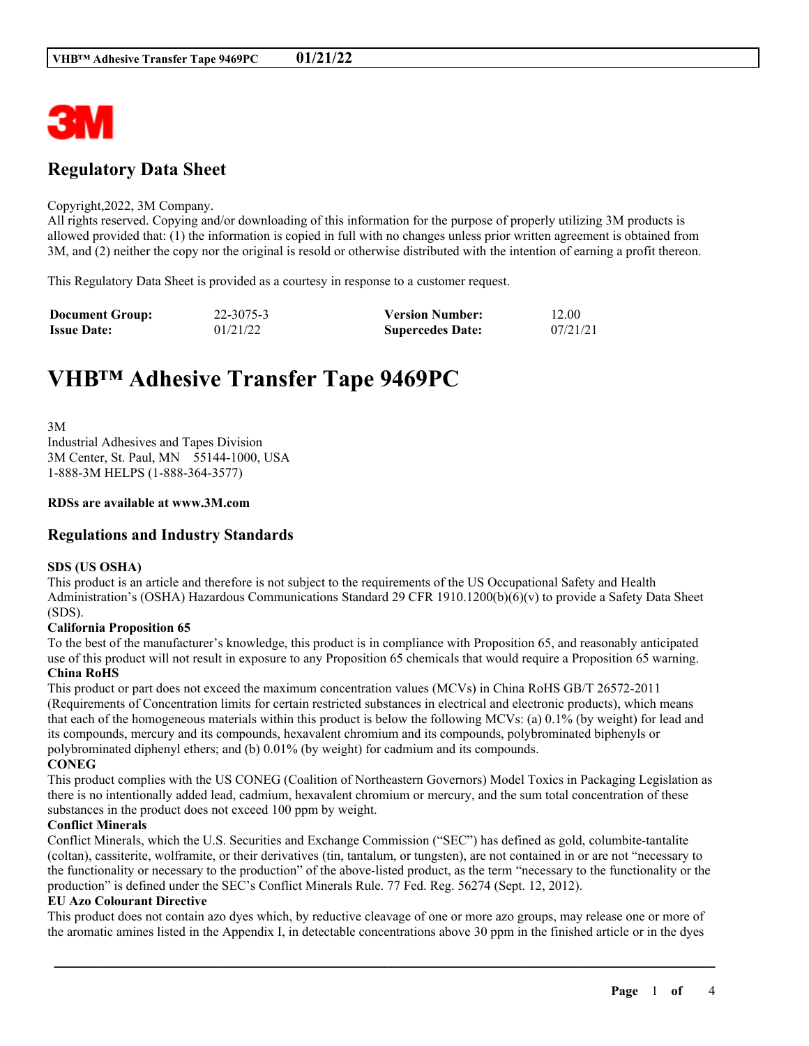## Regulatory Data Sheet

Copyright,2022, 3M Company.
All rights reserved. Copying and/or downloading of this information for the purpose of properly utilizing 3M products is allowed provided that: (1) the information is copied in full with no changes unless prior written agreement is obtained from 3M, and (2) neither the copy nor the original is resold or otherwise distributed with the intention of earning a profit thereon.

This Regulatory Data Sheet is provided as a courtesy in response to a customer request.

| **Document Group:** | 22-3075-3 | **Version Number:** | 12.00 |
|---|---|---|---|
| **Issue Date:** | 01/21/22 | **Supercedes Date:** | 07/21/21 |

# VHB™ Adhesive Transfer Tape 9469PC

3M
Industrial Adhesives and Tapes Division
3M Center, St. Paul, MN 55144-1000, USA
1-888-3M HELPS (1-888-364-3577)

**RDSs are available at www.3M.com**

## Regulations and Industry Standards

**SDS (US OSHA)**
This product is an article and therefore is not subject to the requirements of the US Occupational Safety and Health Administration's (OSHA) Hazardous Communications Standard 29 CFR 1910.1200(b)(6)(v) to provide a Safety Data Sheet (SDS).

**California Proposition 65**
To the best of the manufacturer's knowledge, this product is in compliance with Proposition 65, and reasonably anticipated use of this product will not result in exposure to any Proposition 65 chemicals that would require a Proposition 65 warning.

**China RoHS**
This product or part does not exceed the maximum concentration values (MCVs) in China RoHS GB/T 26572-2011 (Requirements of Concentration limits for certain restricted substances in electrical and electronic products), which means that each of the homogeneous materials within this product is below the following MCVs: (a) 0.1% (by weight) for lead and its compounds, mercury and its compounds, hexavalent chromium and its compounds, polybrominated biphenyls or polybrominated diphenyl ethers; and (b) 0.01% (by weight) for cadmium and its compounds.

**CONEG**
This product complies with the US CONEG (Coalition of Northeastern Governors) Model Toxics in Packaging Legislation as there is no intentionally added lead, cadmium, hexavalent chromium or mercury, and the sum total concentration of these substances in the product does not exceed 100 ppm by weight.

**Conflict Minerals**
Conflict Minerals, which the U.S. Securities and Exchange Commission ("SEC") has defined as gold, columbite-tantalite (coltan), cassiterite, wolframite, or their derivatives (tin, tantalum, or tungsten), are not contained in or are not "necessary to the functionality or necessary to the production" of the above-listed product, as the term "necessary to the functionality or the production" is defined under the SEC's Conflict Minerals Rule. 77 Fed. Reg. 56274 (Sept. 12, 2012).

**EU Azo Colourant Directive**
This product does not contain azo dyes which, by reductive cleavage of one or more azo groups, may release one or more of the aromatic amines listed in the Appendix I, in detectable concentrations above 30 ppm in the finished article or in the dyes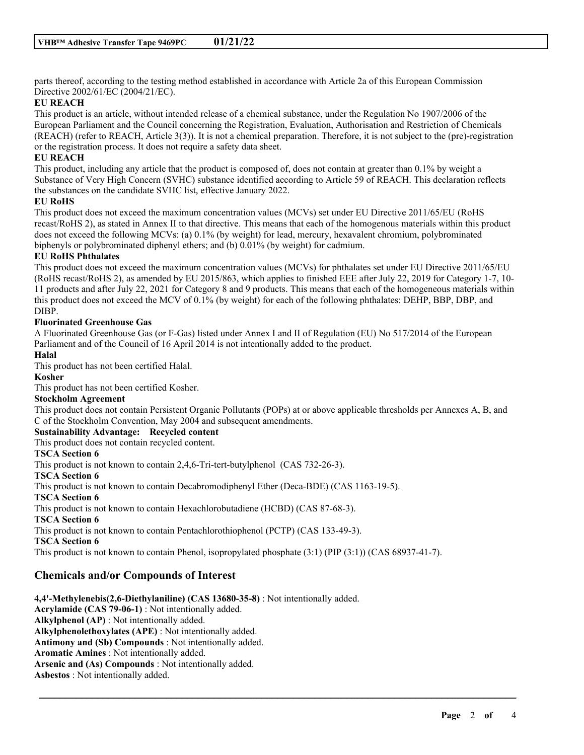parts thereof, according to the testing method established in accordance with Article 2a of this European Commission Directive 2002/61/EC (2004/21/EC).

**EU REACH**

This product is an article, without intended release of a chemical substance, under the Regulation No 1907/2006 of the European Parliament and the Council concerning the Registration, Evaluation, Authorisation and Restriction of Chemicals (REACH) (refer to REACH, Article 3(3)). It is not a chemical preparation. Therefore, it is not subject to the (pre)-registration or the registration process. It does not require a safety data sheet.

**EU REACH**

This product, including any article that the product is composed of, does not contain at greater than 0.1% by weight a Substance of Very High Concern (SVHC) substance identified according to Article 59 of REACH. This declaration reflects the substances on the candidate SVHC list, effective January 2022.

**EU RoHS**

This product does not exceed the maximum concentration values (MCVs) set under EU Directive 2011/65/EU (RoHS recast/RoHS 2), as stated in Annex II to that directive. This means that each of the homogenous materials within this product does not exceed the following MCVs: (a) 0.1% (by weight) for lead, mercury, hexavalent chromium, polybrominated biphenyls or polybrominated diphenyl ethers; and (b) 0.01% (by weight) for cadmium.

**EU RoHS Phthalates**

This product does not exceed the maximum concentration values (MCVs) for phthalates set under EU Directive 2011/65/EU (RoHS recast/RoHS 2), as amended by EU 2015/863, which applies to finished EEE after July 22, 2019 for Category 1-7, 10-11 products and after July 22, 2021 for Category 8 and 9 products. This means that each of the homogeneous materials within this product does not exceed the MCV of 0.1% (by weight) for each of the following phthalates: DEHP, BBP, DBP, and DIBP.

**Fluorinated Greenhouse Gas**

A Fluorinated Greenhouse Gas (or F-Gas) listed under Annex I and II of Regulation (EU) No 517/2014 of the European Parliament and of the Council of 16 April 2014 is not intentionally added to the product.

**Halal**

This product has not been certified Halal.

**Kosher**

This product has not been certified Kosher.

**Stockholm Agreement**

This product does not contain Persistent Organic Pollutants (POPs) at or above applicable thresholds per Annexes A, B, and C of the Stockholm Convention, May 2004 and subsequent amendments.

**Sustainability Advantage: Recycled content**

This product does not contain recycled content.

**TSCA Section 6**

This product is not known to contain 2,4,6-Tri-tert-butylphenol (CAS 732-26-3).

**TSCA Section 6**

This product is not known to contain Decabromodiphenyl Ether (Deca-BDE) (CAS 1163-19-5).

**TSCA Section 6**

This product is not known to contain Hexachlorobutadiene (HCBD) (CAS 87-68-3).

**TSCA Section 6**

This product is not known to contain Pentachlorothiophenol (PCTP) (CAS 133-49-3).

**TSCA Section 6**

This product is not known to contain Phenol, isopropylated phosphate (3:1) (PIP (3:1)) (CAS 68937-41-7).

## Chemicals and/or Compounds of Interest

**4,4'-Methylenebis(2,6-Diethylaniline) (CAS 13680-35-8)** : Not intentionally added.
**Acrylamide (CAS 79-06-1)** : Not intentionally added.
**Alkylphenol (AP)** : Not intentionally added.
**Alkylphenolethoxylates (APE)** : Not intentionally added.
**Antimony and (Sb) Compounds** : Not intentionally added.
**Aromatic Amines** : Not intentionally added.
**Arsenic and (As) Compounds** : Not intentionally added.
**Asbestos** : Not intentionally added.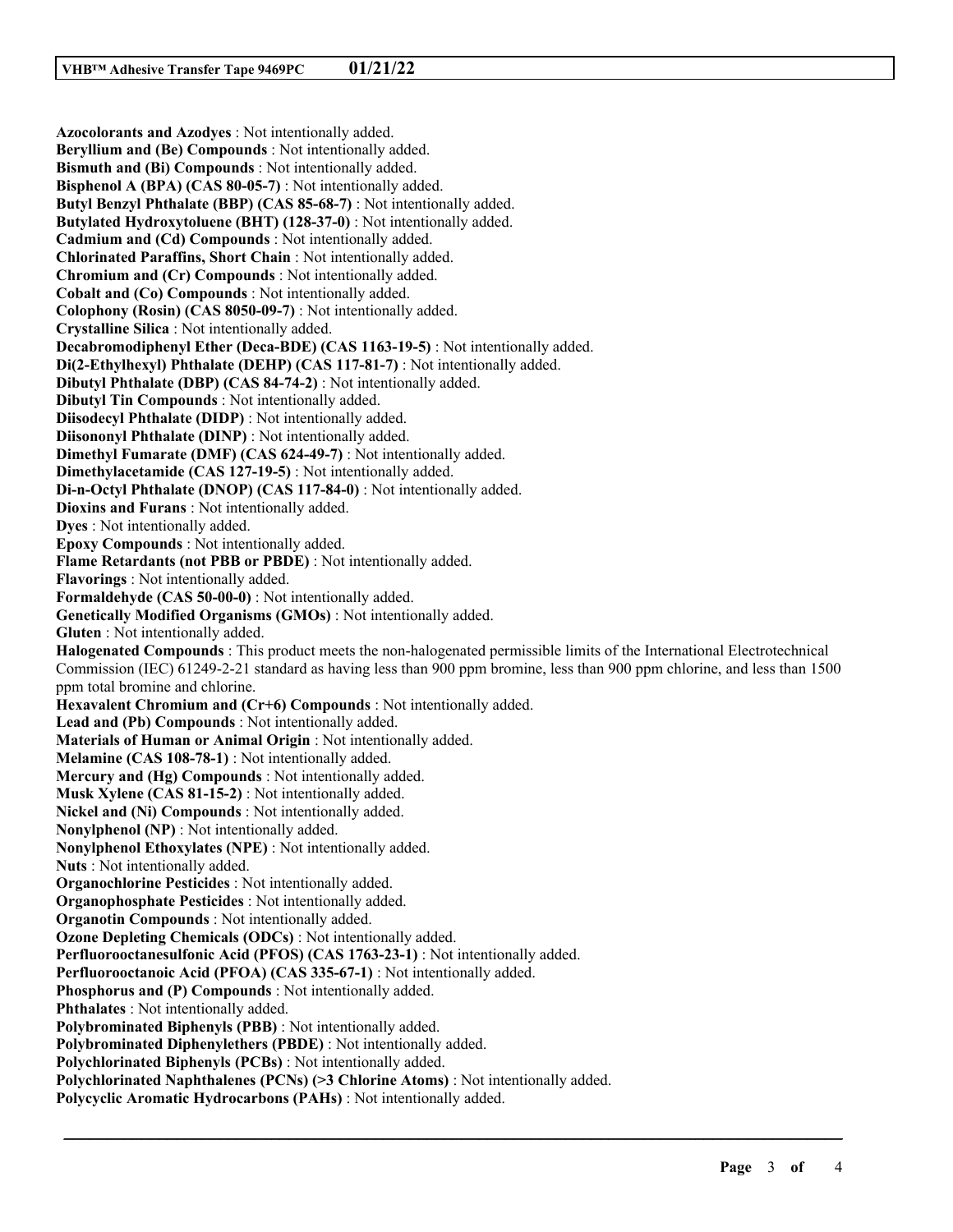**Azocolorants and Azodyes** : Not intentionally added.
**Beryllium and (Be) Compounds** : Not intentionally added.
**Bismuth and (Bi) Compounds** : Not intentionally added.
**Bisphenol A (BPA) (CAS 80-05-7)** : Not intentionally added.
**Butyl Benzyl Phthalate (BBP) (CAS 85-68-7)** : Not intentionally added.
**Butylated Hydroxytoluene (BHT) (128-37-0)** : Not intentionally added.
**Cadmium and (Cd) Compounds** : Not intentionally added.
**Chlorinated Paraffins, Short Chain** : Not intentionally added.
**Chromium and (Cr) Compounds** : Not intentionally added.
**Cobalt and (Co) Compounds** : Not intentionally added.
**Colophony (Rosin) (CAS 8050-09-7)** : Not intentionally added.
**Crystalline Silica** : Not intentionally added.
**Decabromodiphenyl Ether (Deca-BDE) (CAS 1163-19-5)** : Not intentionally added.
**Di(2-Ethylhexyl) Phthalate (DEHP) (CAS 117-81-7)** : Not intentionally added.
**Dibutyl Phthalate (DBP) (CAS 84-74-2)** : Not intentionally added.
**Dibutyl Tin Compounds** : Not intentionally added.
**Diisodecyl Phthalate (DIDP)** : Not intentionally added.
**Diisononyl Phthalate (DINP)** : Not intentionally added.
**Dimethyl Fumarate (DMF) (CAS 624-49-7)** : Not intentionally added.
**Dimethylacetamide (CAS 127-19-5)** : Not intentionally added.
**Di-n-Octyl Phthalate (DNOP) (CAS 117-84-0)** : Not intentionally added.
**Dioxins and Furans** : Not intentionally added.
**Dyes** : Not intentionally added.
**Epoxy Compounds** : Not intentionally added.
**Flame Retardants (not PBB or PBDE)** : Not intentionally added.
**Flavorings** : Not intentionally added.
**Formaldehyde (CAS 50-00-0)** : Not intentionally added.
**Genetically Modified Organisms (GMOs)** : Not intentionally added.
**Gluten** : Not intentionally added.
**Halogenated Compounds** : This product meets the non-halogenated permissible limits of the International Electrotechnical Commission (IEC) 61249-2-21 standard as having less than 900 ppm bromine, less than 900 ppm chlorine, and less than 1500 ppm total bromine and chlorine.
**Hexavalent Chromium and (Cr+6) Compounds** : Not intentionally added.
**Lead and (Pb) Compounds** : Not intentionally added.
**Materials of Human or Animal Origin** : Not intentionally added.
**Melamine (CAS 108-78-1)** : Not intentionally added.
**Mercury and (Hg) Compounds** : Not intentionally added.
**Musk Xylene (CAS 81-15-2)** : Not intentionally added.
**Nickel and (Ni) Compounds** : Not intentionally added.
**Nonylphenol (NP)** : Not intentionally added.
**Nonylphenol Ethoxylates (NPE)** : Not intentionally added.
**Nuts** : Not intentionally added.
**Organochlorine Pesticides** : Not intentionally added.
**Organophosphate Pesticides** : Not intentionally added.
**Organotin Compounds** : Not intentionally added.
**Ozone Depleting Chemicals (ODCs)** : Not intentionally added.
**Perfluorooctanesulfonic Acid (PFOS) (CAS 1763-23-1)** : Not intentionally added.
**Perfluorooctanoic Acid (PFOA) (CAS 335-67-1)** : Not intentionally added.
**Phosphorus and (P) Compounds** : Not intentionally added.
**Phthalates** : Not intentionally added.
**Polybrominated Biphenyls (PBB)** : Not intentionally added.
**Polybrominated Diphenylethers (PBDE)** : Not intentionally added.
**Polychlorinated Biphenyls (PCBs)** : Not intentionally added.
**Polychlorinated Naphthalenes (PCNs) (>3 Chlorine Atoms)** : Not intentionally added.
**Polycyclic Aromatic Hydrocarbons (PAHs)** : Not intentionally added.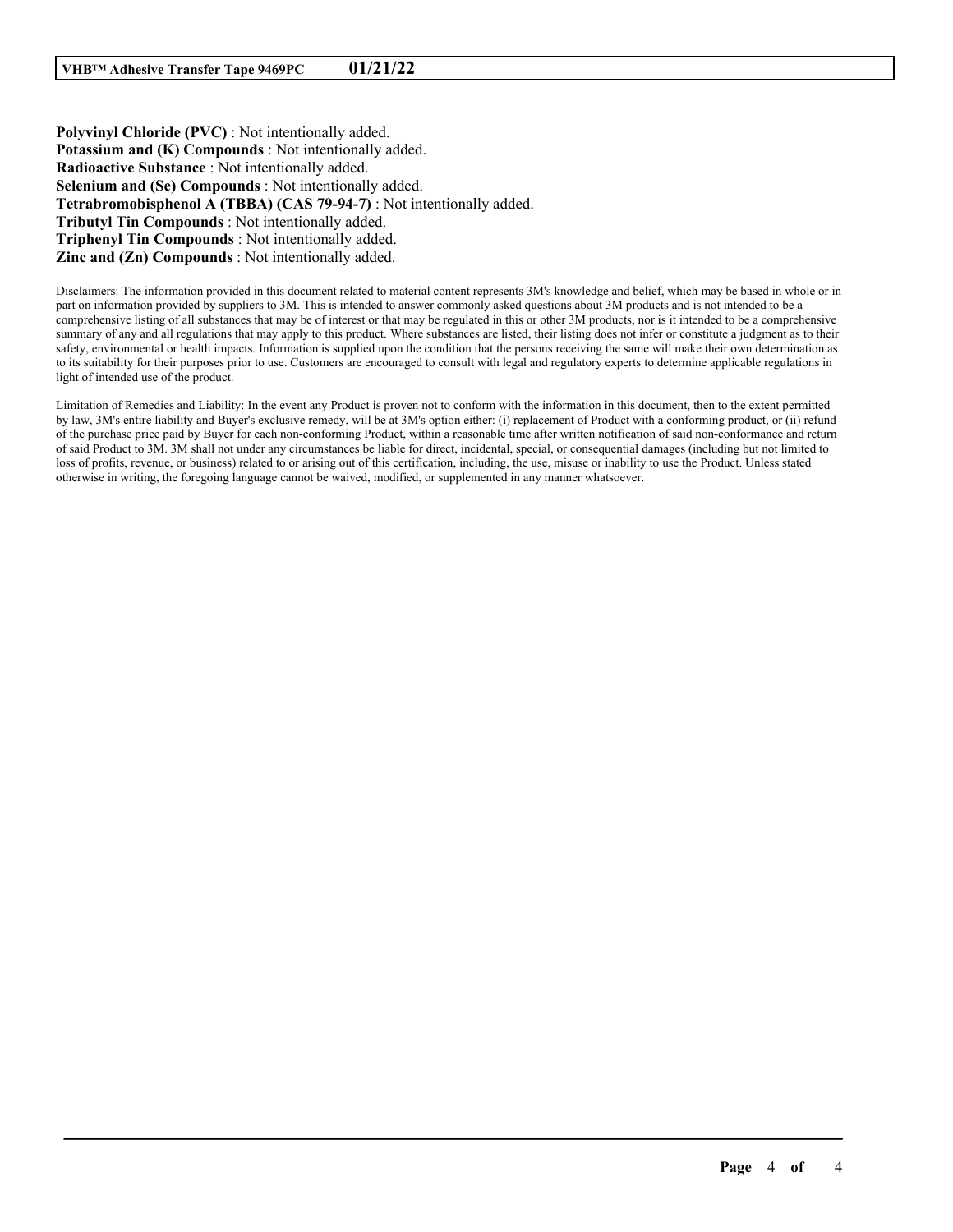**Polyvinyl Chloride (PVC)** : Not intentionally added.
**Potassium and (K) Compounds** : Not intentionally added.
**Radioactive Substance** : Not intentionally added.
**Selenium and (Se) Compounds** : Not intentionally added.
**Tetrabromobisphenol A (TBBA) (CAS 79-94-7)** : Not intentionally added.
**Tributyl Tin Compounds** : Not intentionally added.
**Triphenyl Tin Compounds** : Not intentionally added.
**Zinc and (Zn) Compounds** : Not intentionally added.

Disclaimers: The information provided in this document related to material content represents 3M's knowledge and belief, which may be based in whole or in part on information provided by suppliers to 3M. This is intended to answer commonly asked questions about 3M products and is not intended to be a comprehensive listing of all substances that may be of interest or that may be regulated in this or other 3M products, nor is it intended to be a comprehensive summary of any and all regulations that may apply to this product. Where substances are listed, their listing does not infer or constitute a judgment as to their safety, environmental or health impacts. Information is supplied upon the condition that the persons receiving the same will make their own determination as to its suitability for their purposes prior to use. Customers are encouraged to consult with legal and regulatory experts to determine applicable regulations in light of intended use of the product.

Limitation of Remedies and Liability: In the event any Product is proven not to conform with the information in this document, then to the extent permitted by law, 3M's entire liability and Buyer's exclusive remedy, will be at 3M's option either: (i) replacement of Product with a conforming product, or (ii) refund of the purchase price paid by Buyer for each non-conforming Product, within a reasonable time after written notification of said non-conformance and return of said Product to 3M. 3M shall not under any circumstances be liable for direct, incidental, special, or consequential damages (including but not limited to loss of profits, revenue, or business) related to or arising out of this certification, including, the use, misuse or inability to use the Product. Unless stated otherwise in writing, the foregoing language cannot be waived, modified, or supplemented in any manner whatsoever.